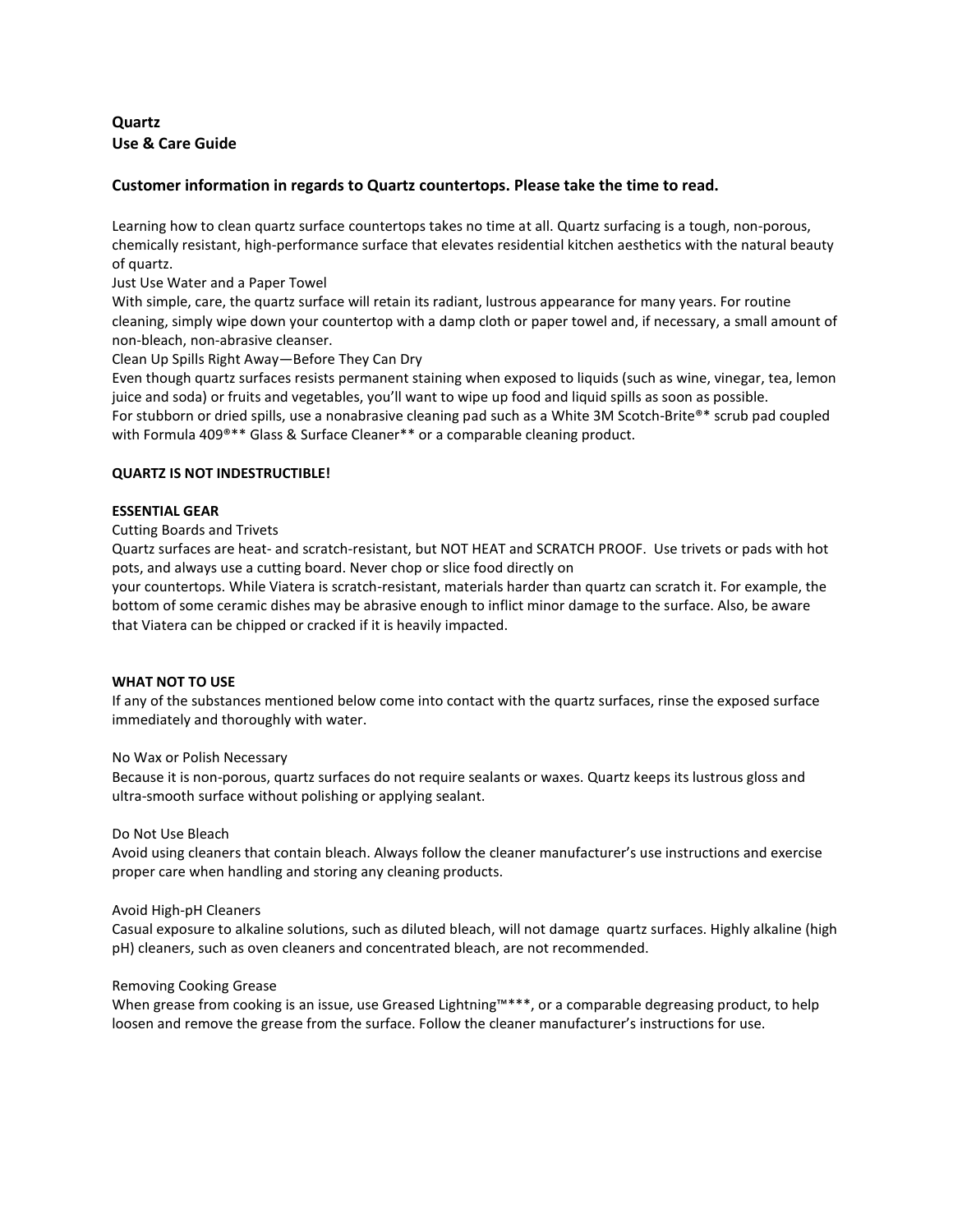**Quartz**
**Use & Care Guide**

**Customer information in regards to Quartz countertops. Please take the time to read.**

Learning how to clean quartz surface countertops takes no time at all. Quartz surfacing is a tough, non-porous, chemically resistant, high-performance surface that elevates residential kitchen aesthetics with the natural beauty of quartz.

Just Use Water and a Paper Towel

With simple, care, the quartz surface will retain its radiant, lustrous appearance for many years. For routine cleaning, simply wipe down your countertop with a damp cloth or paper towel and, if necessary, a small amount of non-bleach, non-abrasive cleanser.

Clean Up Spills Right Away—Before They Can Dry

Even though quartz surfaces resists permanent staining when exposed to liquids (such as wine, vinegar, tea, lemon juice and soda) or fruits and vegetables, you'll want to wipe up food and liquid spills as soon as possible.

For stubborn or dried spills, use a nonabrasive cleaning pad such as a White 3M Scotch-Brite®* scrub pad coupled with Formula 409®** Glass & Surface Cleaner** or a comparable cleaning product.

**QUARTZ IS NOT INDESTRUCTIBLE!**

**ESSENTIAL GEAR**

Cutting Boards and Trivets

Quartz surfaces are heat- and scratch-resistant, but NOT HEAT and SCRATCH PROOF. Use trivets or pads with hot pots, and always use a cutting board. Never chop or slice food directly on your countertops. While Viatera is scratch-resistant, materials harder than quartz can scratch it. For example, the bottom of some ceramic dishes may be abrasive enough to inflict minor damage to the surface. Also, be aware that Viatera can be chipped or cracked if it is heavily impacted.

**WHAT NOT TO USE**

If any of the substances mentioned below come into contact with the quartz surfaces, rinse the exposed surface immediately and thoroughly with water.

No Wax or Polish Necessary

Because it is non-porous, quartz surfaces do not require sealants or waxes. Quartz keeps its lustrous gloss and ultra-smooth surface without polishing or applying sealant.

Do Not Use Bleach

Avoid using cleaners that contain bleach. Always follow the cleaner manufacturer's use instructions and exercise proper care when handling and storing any cleaning products.

Avoid High-pH Cleaners

Casual exposure to alkaline solutions, such as diluted bleach, will not damage quartz surfaces. Highly alkaline (high pH) cleaners, such as oven cleaners and concentrated bleach, are not recommended.

Removing Cooking Grease

When grease from cooking is an issue, use Greased Lightning™***, or a comparable degreasing product, to help loosen and remove the grease from the surface. Follow the cleaner manufacturer's instructions for use.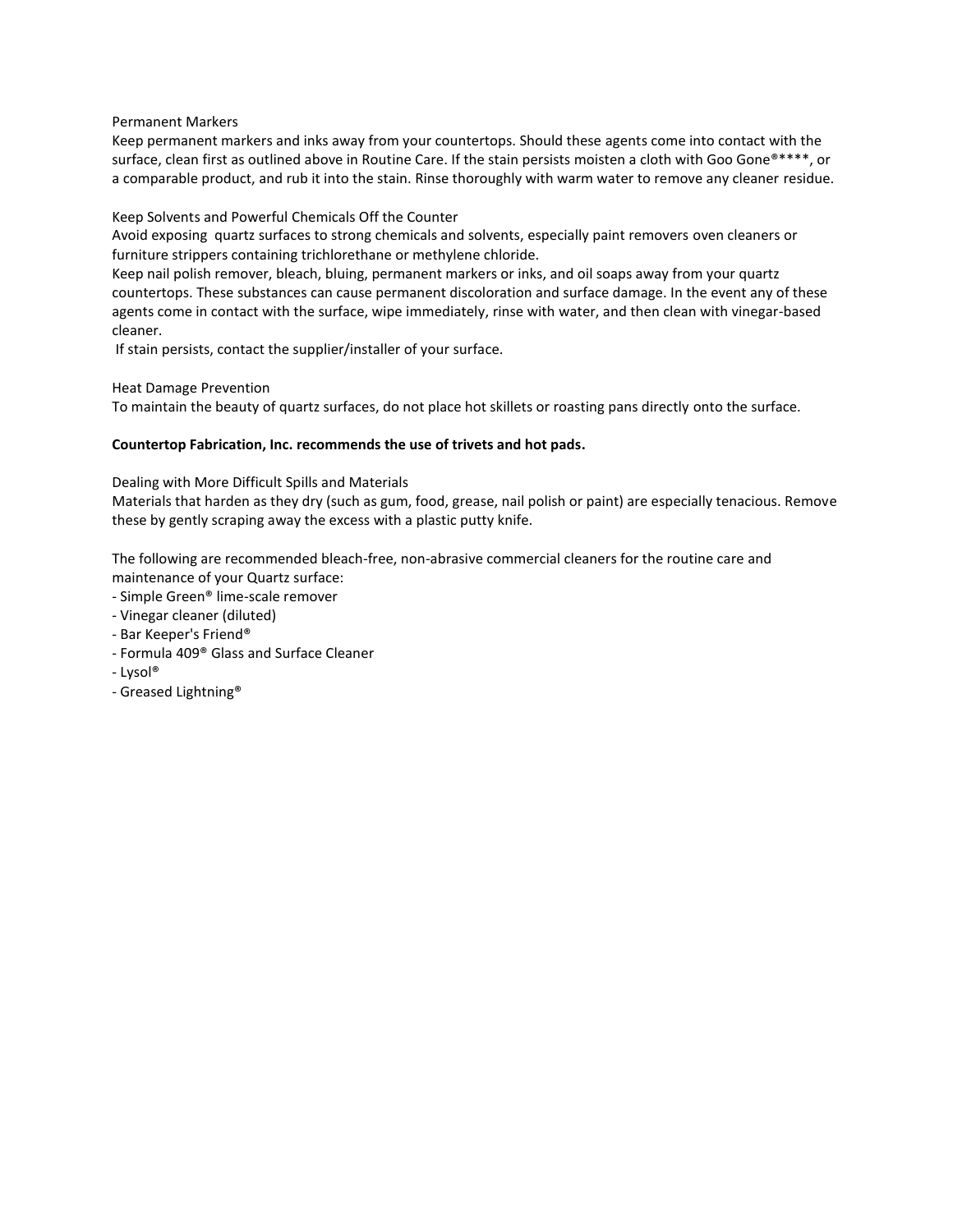### Permanent Markers

Keep permanent markers and inks away from your countertops. Should these agents come into contact with the surface, clean first as outlined above in Routine Care. If the stain persists moisten a cloth with Goo Gone®****, or a comparable product, and rub it into the stain. Rinse thoroughly with warm water to remove any cleaner residue.

### Keep Solvents and Powerful Chemicals Off the Counter

Avoid exposing quartz surfaces to strong chemicals and solvents, especially paint removers oven cleaners or furniture strippers containing trichlorethane or methylene chloride.

Keep nail polish remover, bleach, bluing, permanent markers or inks, and oil soaps away from your quartz countertops. These substances can cause permanent discoloration and surface damage. In the event any of these agents come in contact with the surface, wipe immediately, rinse with water, and then clean with vinegar-based cleaner.

If stain persists, contact the supplier/installer of your surface.

### Heat Damage Prevention

To maintain the beauty of quartz surfaces, do not place hot skillets or roasting pans directly onto the surface.

**Countertop Fabrication, Inc. recommends the use of trivets and hot pads.**

### Dealing with More Difficult Spills and Materials

Materials that harden as they dry (such as gum, food, grease, nail polish or paint) are especially tenacious. Remove these by gently scraping away the excess with a plastic putty knife.

The following are recommended bleach-free, non-abrasive commercial cleaners for the routine care and maintenance of your Quartz surface:

- Simple Green® lime-scale remover
- Vinegar cleaner (diluted)
- Bar Keeper's Friend®
- Formula 409® Glass and Surface Cleaner
- Lysol®
- Greased Lightning®